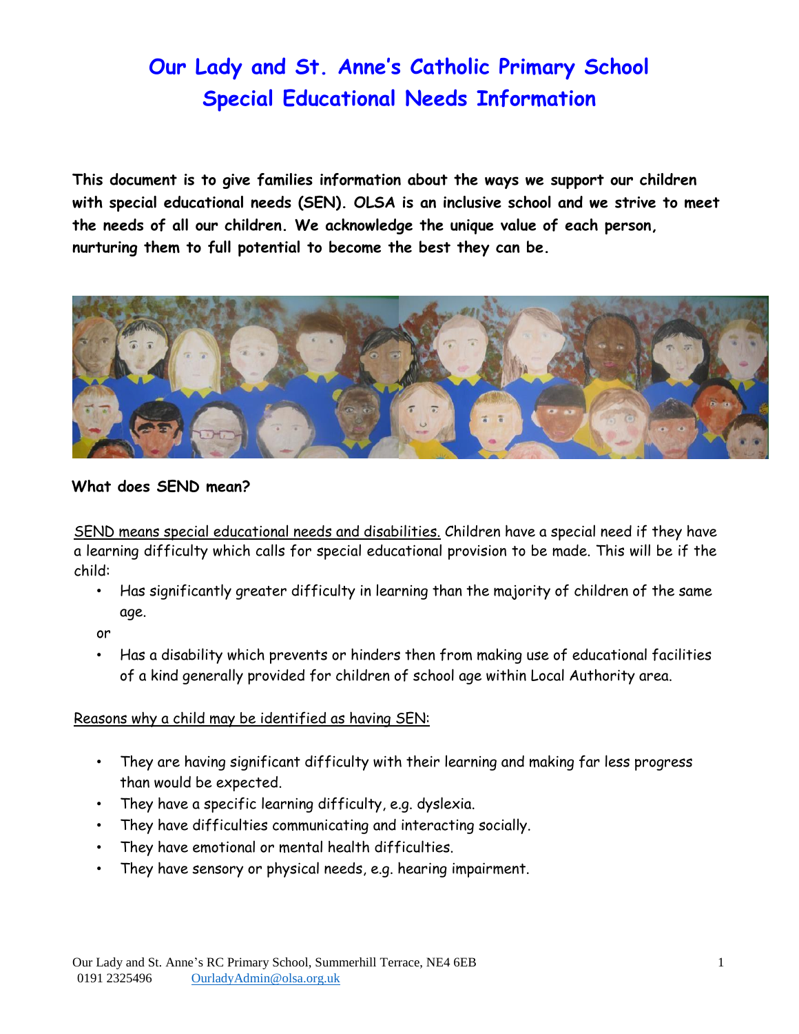# Our Lady and St. Anne's Catholic Primary School
# Special Educational Needs Information

**This document is to give families information about the ways we support our children with special educational needs (SEN). OLSA is an inclusive school and we strive to meet the needs of all our children. We acknowledge the unique value of each person, nurturing them to full potential to become the best they can be.**

## What does SEND mean?

SEND means special educational needs and disabilities. Children have a special need if they have a learning difficulty which calls for special educational provision to be made. This will be if the child:

- Has significantly greater difficulty in learning than the majority of children of the same age.

or

- Has a disability which prevents or hinders then from making use of educational facilities of a kind generally provided for children of school age within Local Authority area.

Reasons why a child may be identified as having SEN:

- They are having significant difficulty with their learning and making far less progress than would be expected.
- They have a specific learning difficulty, e.g. dyslexia.
- They have difficulties communicating and interacting socially.
- They have emotional or mental health difficulties.
- They have sensory or physical needs, e.g. hearing impairment.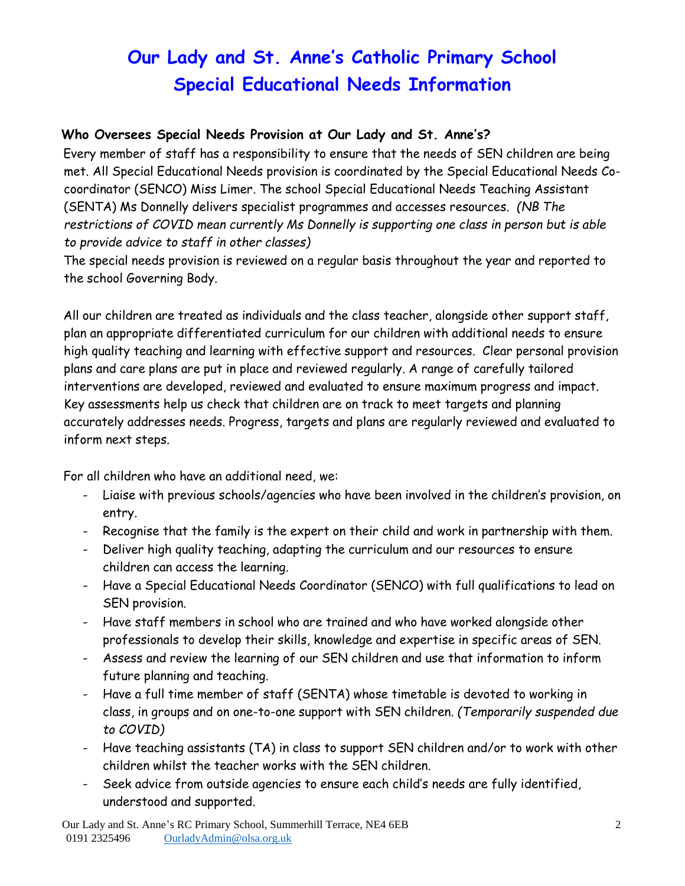# Our Lady and St. Anne's Catholic Primary School
# Special Educational Needs Information

### Who Oversees Special Needs Provision at Our Lady and St. Anne's?

Every member of staff has a responsibility to ensure that the needs of SEN children are being met. All Special Educational Needs provision is coordinated by the Special Educational Needs Co-coordinator (SENCO) Miss Limer. The school Special Educational Needs Teaching Assistant (SENTA) Ms Donnelly delivers specialist programmes and accesses resources. *(NB The restrictions of COVID mean currently Ms Donnelly is supporting one class in person but is able to provide advice to staff in other classes)*

The special needs provision is reviewed on a regular basis throughout the year and reported to the school Governing Body.

All our children are treated as individuals and the class teacher, alongside other support staff, plan an appropriate differentiated curriculum for our children with additional needs to ensure high quality teaching and learning with effective support and resources. Clear personal provision plans and care plans are put in place and reviewed regularly. A range of carefully tailored interventions are developed, reviewed and evaluated to ensure maximum progress and impact. Key assessments help us check that children are on track to meet targets and planning accurately addresses needs. Progress, targets and plans are regularly reviewed and evaluated to inform next steps.

For all children who have an additional need, we:

- Liaise with previous schools/agencies who have been involved in the children's provision, on entry.
- Recognise that the family is the expert on their child and work in partnership with them.
- Deliver high quality teaching, adapting the curriculum and our resources to ensure children can access the learning.
- Have a Special Educational Needs Coordinator (SENCO) with full qualifications to lead on SEN provision.
- Have staff members in school who are trained and who have worked alongside other professionals to develop their skills, knowledge and expertise in specific areas of SEN.
- Assess and review the learning of our SEN children and use that information to inform future planning and teaching.
- Have a full time member of staff (SENTA) whose timetable is devoted to working in class, in groups and on one-to-one support with SEN children. *(Temporarily suspended due to COVID)*
- Have teaching assistants (TA) in class to support SEN children and/or to work with other children whilst the teacher works with the SEN children.
- Seek advice from outside agencies to ensure each child's needs are fully identified, understood and supported.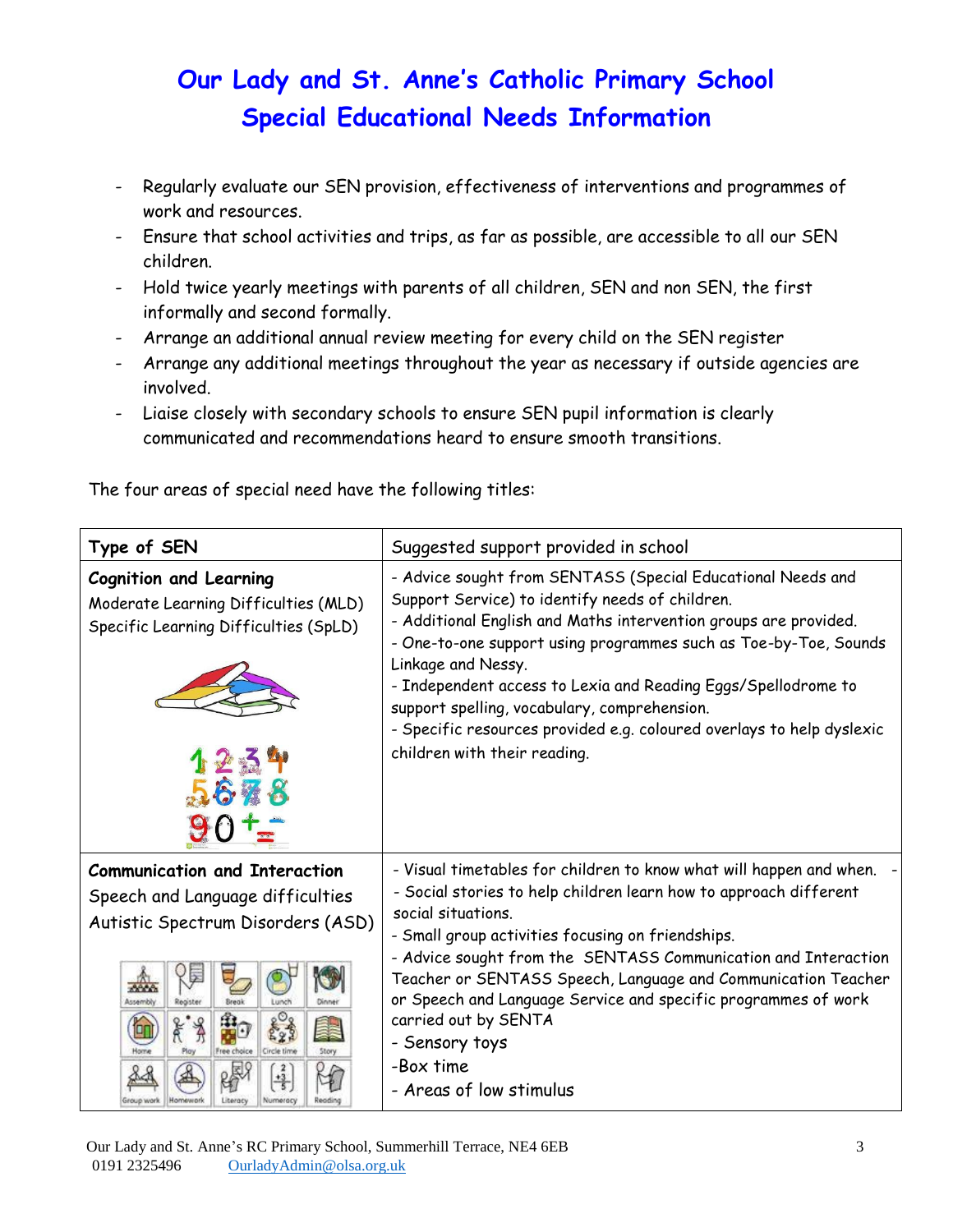# Our Lady and St. Anne's Catholic Primary School
## Special Educational Needs Information

- Regularly evaluate our SEN provision, effectiveness of interventions and programmes of work and resources.
- Ensure that school activities and trips, as far as possible, are accessible to all our SEN children.
- Hold twice yearly meetings with parents of all children, SEN and non SEN, the first informally and second formally.
- Arrange an additional annual review meeting for every child on the SEN register
- Arrange any additional meetings throughout the year as necessary if outside agencies are involved.
- Liaise closely with secondary schools to ensure SEN pupil information is clearly communicated and recommendations heard to ensure smooth transitions.

The four areas of special need have the following titles:

| Type of SEN | Suggested support provided in school |
| --- | --- |
| ***Cognition and Learning***<br>Moderate Learning Difficulties (MLD)<br>Specific Learning Difficulties (SpLD) | - Advice sought from SENTASS (Special Educational Needs and Support Service) to identify needs of children.<br>- Additional English and Maths intervention groups are provided.<br>- One-to-one support using programmes such as Toe-by-Toe, Sounds Linkage and Nessy.<br>- Independent access to Lexia and Reading Eggs/Spellodrome to support spelling, vocabulary, comprehension.<br>- Specific resources provided e.g. coloured overlays to help dyslexic children with their reading. |
| ***Communication and Interaction***<br>Speech and Language difficulties<br>Autistic Spectrum Disorders (ASD) | - Visual timetables for children to know what will happen and when. -<br>- Social stories to help children learn how to approach different social situations.<br>- Small group activities focusing on friendships.<br>- Advice sought from the SENTASS Communication and Interaction Teacher or SENTASS Speech, Language and Communication Teacher or Speech and Language Service and specific programmes of work carried out by SENTA<br>- Sensory toys<br>-Box time<br>- Areas of low stimulus |

Our Lady and St. Anne's RC Primary School, Summerhill Terrace, NE4 6EB
0191 2325496 OurladyAdmin@olsa.org.uk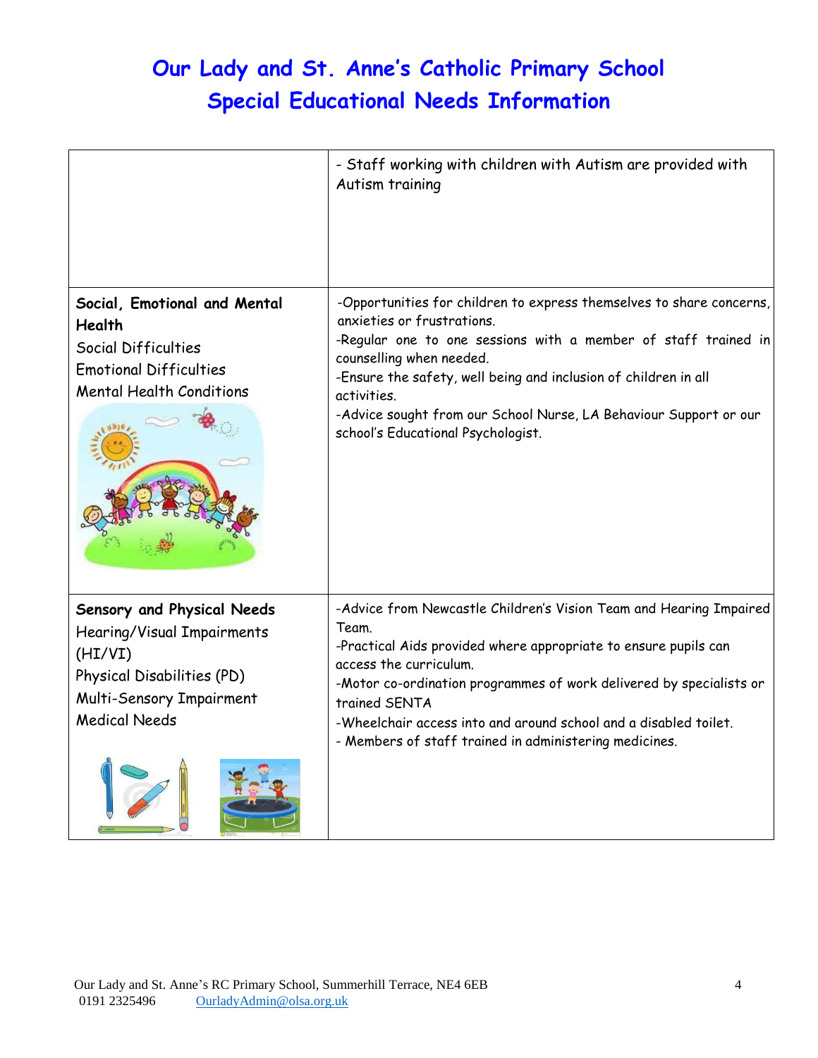# Our Lady and St. Anne's Catholic Primary School
## Special Educational Needs Information

| | |
|---|---|
| | - Staff working with children with Autism are provided with Autism training |
| **Social, Emotional and Mental Health**<br>Social Difficulties<br>Emotional Difficulties<br>Mental Health Conditions | -Opportunities for children to express themselves to share concerns, anxieties or frustrations.<br>-Regular one to one sessions with a member of staff trained in counselling when needed.<br>-Ensure the safety, well being and inclusion of children in all activities.<br>-Advice sought from our School Nurse, LA Behaviour Support or our school's Educational Psychologist. |
| **Sensory and Physical Needs**<br>Hearing/Visual Impairments (HI/VI)<br>Physical Disabilities (PD)<br>Multi-Sensory Impairment<br>Medical Needs | -Advice from Newcastle Children's Vision Team and Hearing Impaired Team.<br>-Practical Aids provided where appropriate to ensure pupils can access the curriculum.<br>-Motor co-ordination programmes of work delivered by specialists or trained SENTA<br>-Wheelchair access into and around school and a disabled toilet.<br>- Members of staff trained in administering medicines. |

Our Lady and St. Anne's RC Primary School, Summerhill Terrace, NE4 6EB
0191 2325496 OurladyAdmin@olsa.org.uk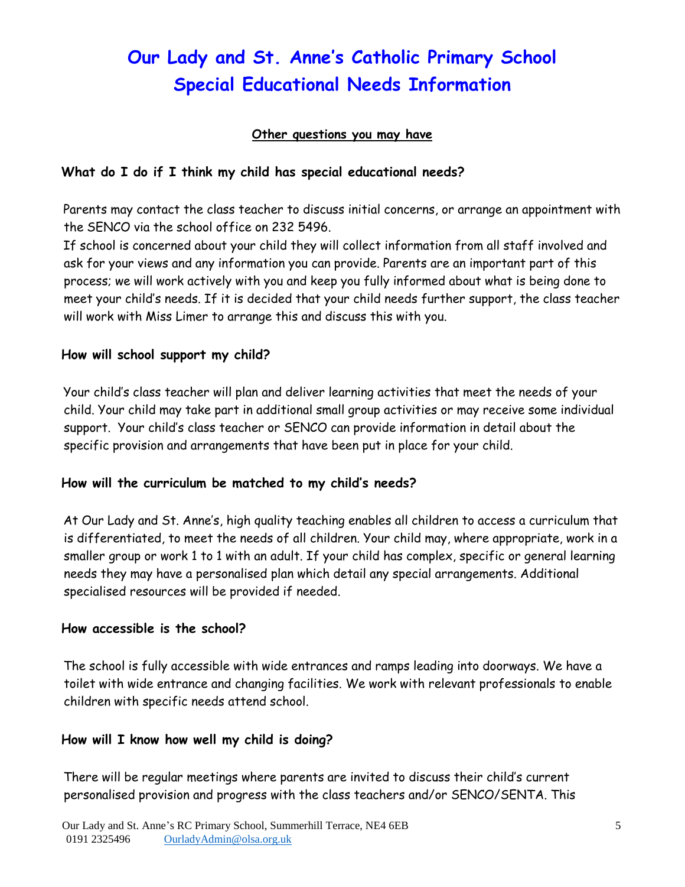# Our Lady and St. Anne's Catholic Primary School
# Special Educational Needs Information

**Other questions you may have**

### What do I do if I think my child has special educational needs?

Parents may contact the class teacher to discuss initial concerns, or arrange an appointment with the SENCO via the school office on 232 5496.
If school is concerned about your child they will collect information from all staff involved and ask for your views and any information you can provide. Parents are an important part of this process; we will work actively with you and keep you fully informed about what is being done to meet your child's needs. If it is decided that your child needs further support, the class teacher will work with Miss Limer to arrange this and discuss this with you.

### How will school support my child?

Your child's class teacher will plan and deliver learning activities that meet the needs of your child. Your child may take part in additional small group activities or may receive some individual support. Your child's class teacher or SENCO can provide information in detail about the specific provision and arrangements that have been put in place for your child.

### How will the curriculum be matched to my child's needs?

At Our Lady and St. Anne's, high quality teaching enables all children to access a curriculum that is differentiated, to meet the needs of all children. Your child may, where appropriate, work in a smaller group or work 1 to 1 with an adult. If your child has complex, specific or general learning needs they may have a personalised plan which detail any special arrangements. Additional specialised resources will be provided if needed.

### How accessible is the school?

The school is fully accessible with wide entrances and ramps leading into doorways. We have a toilet with wide entrance and changing facilities. We work with relevant professionals to enable children with specific needs attend school.

### How will I know how well my child is doing?

There will be regular meetings where parents are invited to discuss their child's current personalised provision and progress with the class teachers and/or SENCO/SENTA. This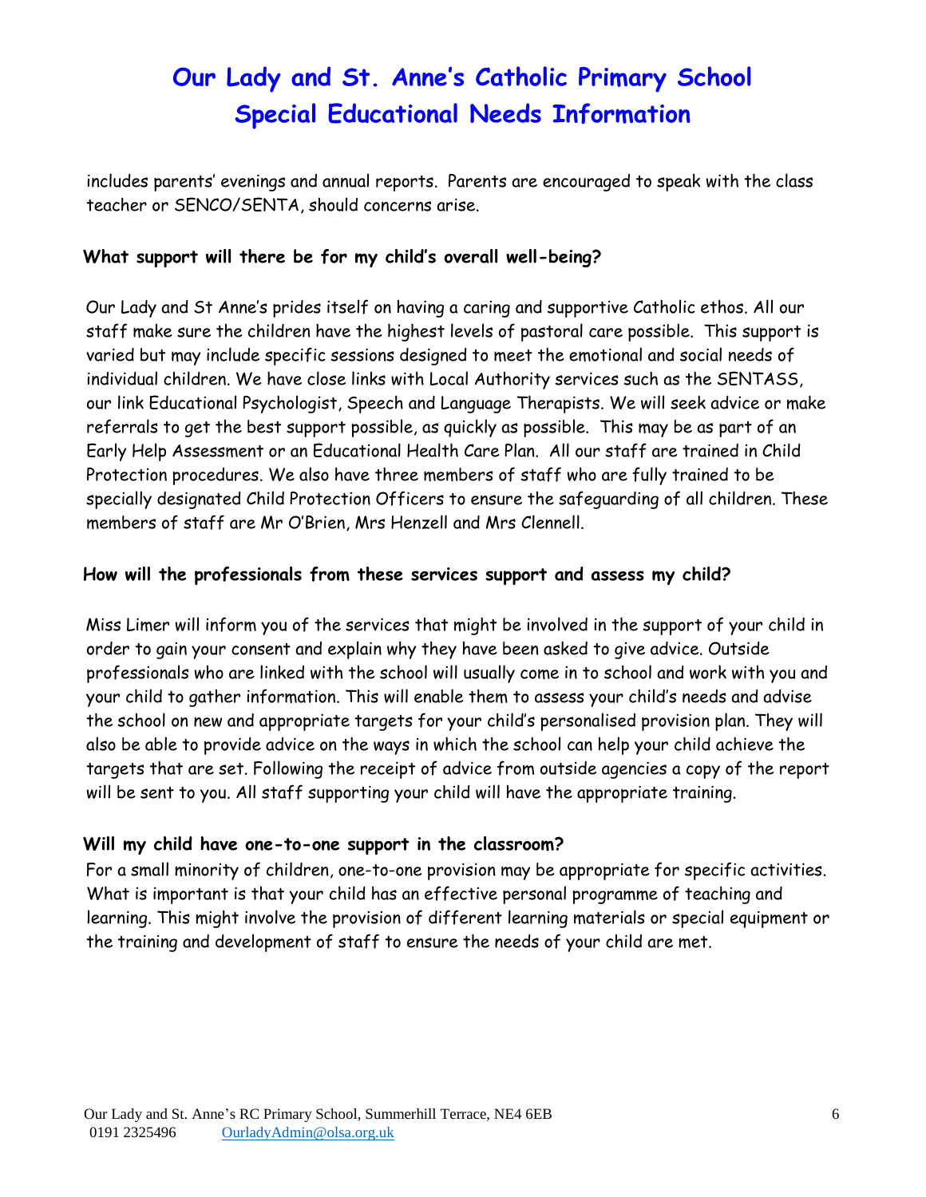includes parents' evenings and annual reports. Parents are encouraged to speak with the class teacher or SENCO/SENTA, should concerns arise.

**What support will there be for my child's overall well-being?**

Our Lady and St Anne's prides itself on having a caring and supportive Catholic ethos. All our staff make sure the children have the highest levels of pastoral care possible. This support is varied but may include specific sessions designed to meet the emotional and social needs of individual children. We have close links with Local Authority services such as the SENTASS, our link Educational Psychologist, Speech and Language Therapists. We will seek advice or make referrals to get the best support possible, as quickly as possible. This may be as part of an Early Help Assessment or an Educational Health Care Plan. All our staff are trained in Child Protection procedures. We also have three members of staff who are fully trained to be specially designated Child Protection Officers to ensure the safeguarding of all children. These members of staff are Mr O'Brien, Mrs Henzell and Mrs Clennell.

**How will the professionals from these services support and assess my child?**

Miss Limer will inform you of the services that might be involved in the support of your child in order to gain your consent and explain why they have been asked to give advice. Outside professionals who are linked with the school will usually come in to school and work with you and your child to gather information. This will enable them to assess your child's needs and advise the school on new and appropriate targets for your child's personalised provision plan. They will also be able to provide advice on the ways in which the school can help your child achieve the targets that are set. Following the receipt of advice from outside agencies a copy of the report will be sent to you. All staff supporting your child will have the appropriate training.

**Will my child have one-to-one support in the classroom?**

For a small minority of children, one-to-one provision may be appropriate for specific activities. What is important is that your child has an effective personal programme of teaching and learning. This might involve the provision of different learning materials or special equipment or the training and development of staff to ensure the needs of your child are met.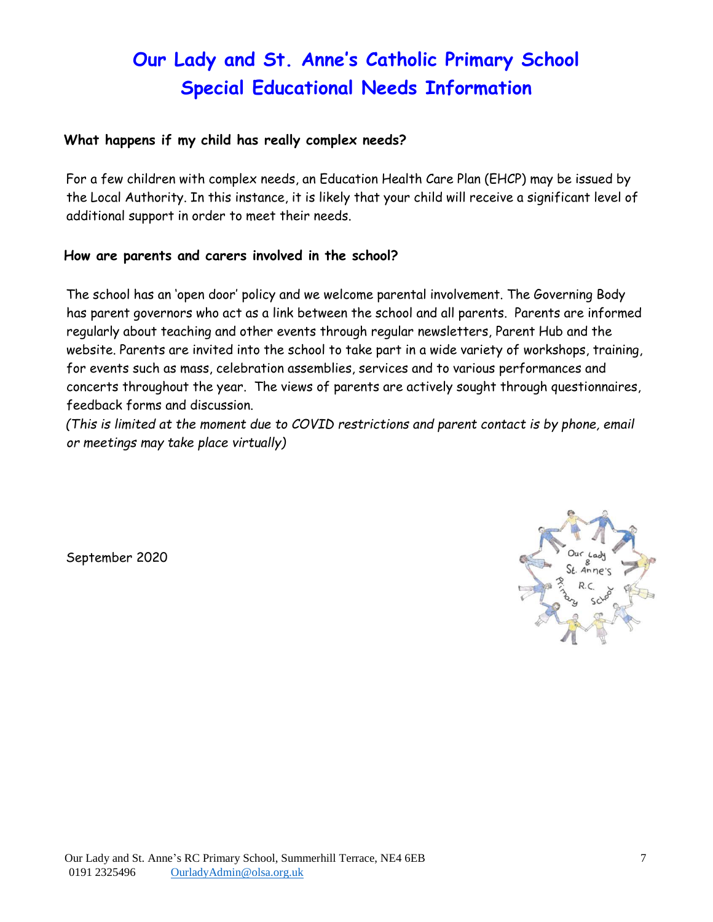# Our Lady and St. Anne's Catholic Primary School
# Special Educational Needs Information

**What happens if my child has really complex needs?**

For a few children with complex needs, an Education Health Care Plan (EHCP) may be issued by the Local Authority. In this instance, it is likely that your child will receive a significant level of additional support in order to meet their needs.

**How are parents and carers involved in the school?**

The school has an 'open door' policy and we welcome parental involvement. The Governing Body has parent governors who act as a link between the school and all parents. Parents are informed regularly about teaching and other events through regular newsletters, Parent Hub and the website. Parents are invited into the school to take part in a wide variety of workshops, training, for events such as mass, celebration assemblies, services and to various performances and concerts throughout the year. The views of parents are actively sought through questionnaires, feedback forms and discussion.

*(This is limited at the moment due to COVID restrictions and parent contact is by phone, email or meetings may take place virtually)*

September 2020